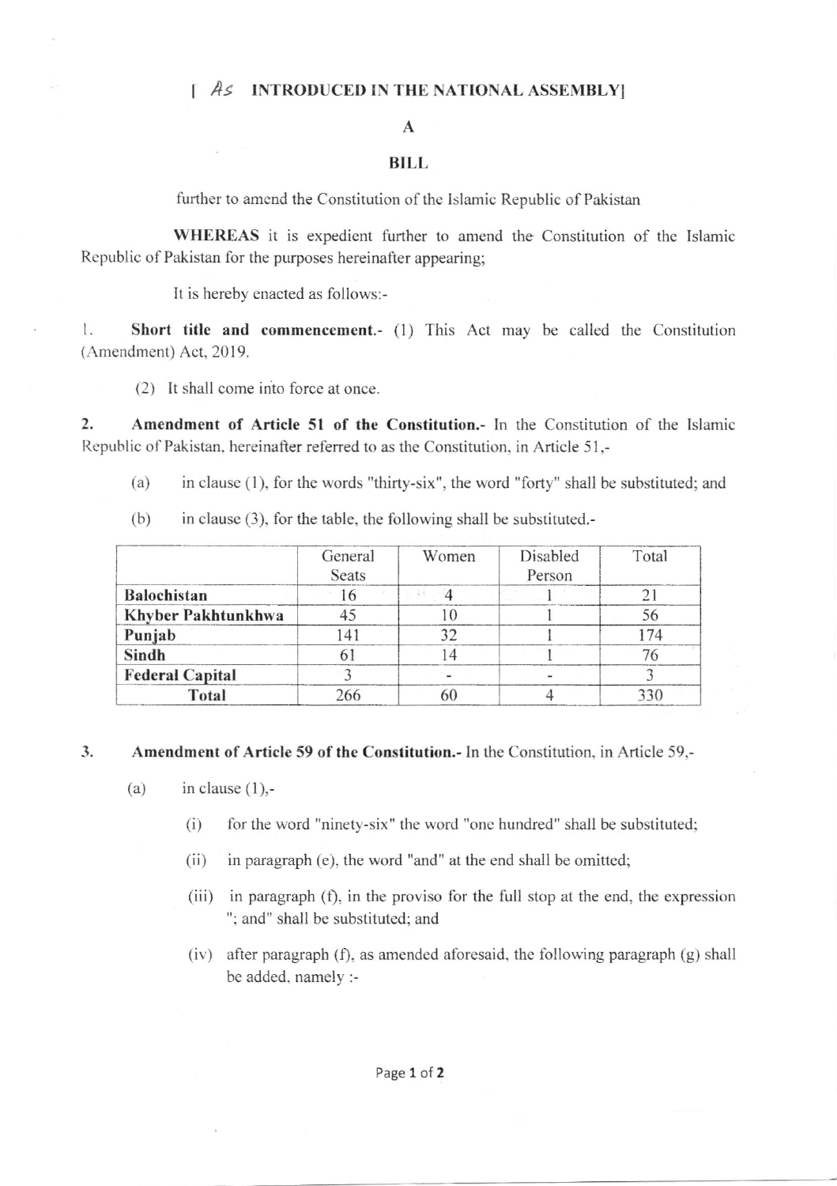[ *As* INTRODUCED IN THE NATIONAL ASSEMBLY]

**A**

**BILL**

further to amend the Constitution of the Islamic Republic of Pakistan

**WHEREAS** it is expedient further to amend the Constitution of the Islamic Republic of Pakistan for the purposes hereinafter appearing;

It is hereby enacted as follows:-

1. **Short title and commencement.-** (1) This Act may be called the Constitution (Amendment) Act, 2019.

(2) It shall come into force at once.

2. **Amendment of Article 51 of the Constitution.-** In the Constitution of the Islamic Republic of Pakistan, hereinafter referred to as the Constitution, in Article 51,-

(a) in clause (1), for the words "thirty-six", the word "forty" shall be substituted; and

(b) in clause (3), for the table, the following shall be substituted.-

| | General Seats | Women | Disabled Person | Total |
|---|---|---|---|---|
| **Balochistan** | 16 | 4 | 1 | 21 |
| **Khyber Pakhtunkhwa** | 45 | 10 | 1 | 56 |
| **Punjab** | 141 | 32 | 1 | 174 |
| **Sindh** | 61 | 14 | 1 | 76 |
| **Federal Capital** | 3 | - | - | 3 |
| **Total** | 266 | 60 | 4 | 330 |

3. **Amendment of Article 59 of the Constitution.-** In the Constitution, in Article 59,-

(a) in clause (1),-

(i) for the word "ninety-six" the word "one hundred" shall be substituted;

(ii) in paragraph (e), the word "and" at the end shall be omitted;

(iii) in paragraph (f), in the proviso for the full stop at the end, the expression "; and" shall be substituted; and

(iv) after paragraph (f), as amended aforesaid, the following paragraph (g) shall be added, namely :-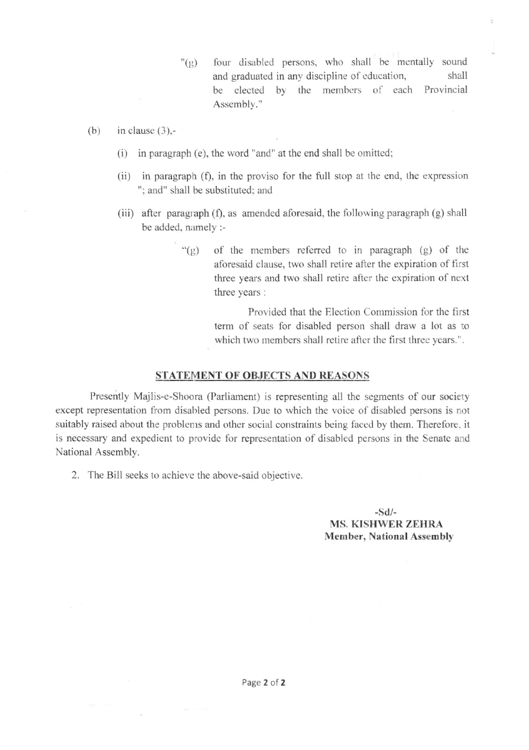"(g) four disabled persons, who shall be mentally sound and graduated in any discipline of education, shall be elected by the members of each Provincial Assembly."

(b) in clause (3),-

(i) in paragraph (e), the word "and" at the end shall be omitted;

(ii) in paragraph (f), in the proviso for the full stop at the end, the expression "; and" shall be substituted; and

(iii) after paragraph (f), as amended aforesaid, the following paragraph (g) shall be added, namely :-

"(g) of the members referred to in paragraph (g) of the aforesaid clause, two shall retire after the expiration of first three years and two shall retire after the expiration of next three years :

Provided that the Election Commission for the first term of seats for disabled person shall draw a lot as to which two members shall retire after the first three years.".

## STATEMENT OF OBJECTS AND REASONS

Presently Majlis-e-Shoora (Parliament) is representing all the segments of our society except representation from disabled persons. Due to which the voice of disabled persons is not suitably raised about the problems and other social constraints being faced by them. Therefore, it is necessary and expedient to provide for representation of disabled persons in the Senate and National Assembly.

2. The Bill seeks to achieve the above-said objective.

**-Sd/-**
**MS. KISHWER ZEHRA**
**Member, National Assembly**